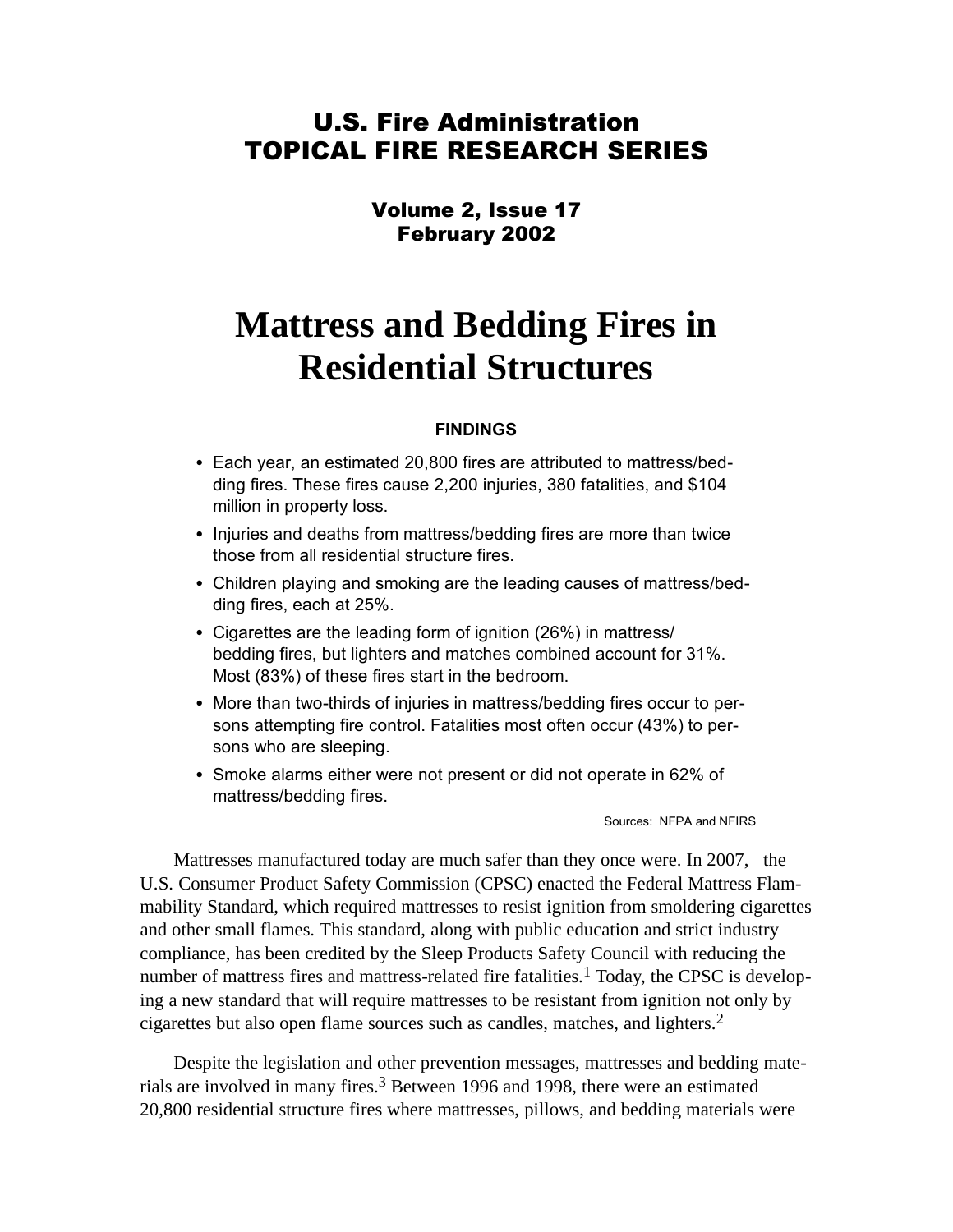# U.S. Fire Administration
# TOPICAL FIRE RESEARCH SERIES

### Volume 2, Issue 17
### February 2002

# Mattress and Bedding Fires in Residential Structures

#### FINDINGS

- Each year, an estimated 20,800 fires are attributed to mattress/bedding fires. These fires cause 2,200 injuries, 380 fatalities, and $104 million in property loss.
- Injuries and deaths from mattress/bedding fires are more than twice those from all residential structure fires.
- Children playing and smoking are the leading causes of mattress/bedding fires, each at 25%.
- Cigarettes are the leading form of ignition (26%) in mattress/ bedding fires, but lighters and matches combined account for 31%. Most (83%) of these fires start in the bedroom.
- More than two-thirds of injuries in mattress/bedding fires occur to persons attempting fire control. Fatalities most often occur (43%) to persons who are sleeping.
- Smoke alarms either were not present or did not operate in 62% of mattress/bedding fires.

Sources: NFPA and NFIRS

Mattresses manufactured today are much safer than they once were. In 2007, the U.S. Consumer Product Safety Commission (CPSC) enacted the Federal Mattress Flammability Standard, which required mattresses to resist ignition from smoldering cigarettes and other small flames. This standard, along with public education and strict industry compliance, has been credited by the Sleep Products Safety Council with reducing the number of mattress fires and mattress-related fire fatalities.[1] Today, the CPSC is developing a new standard that will require mattresses to be resistant from ignition not only by cigarettes but also open flame sources such as candles, matches, and lighters.[2]

Despite the legislation and other prevention messages, mattresses and bedding materials are involved in many fires.[3] Between 1996 and 1998, there were an estimated 20,800 residential structure fires where mattresses, pillows, and bedding materials were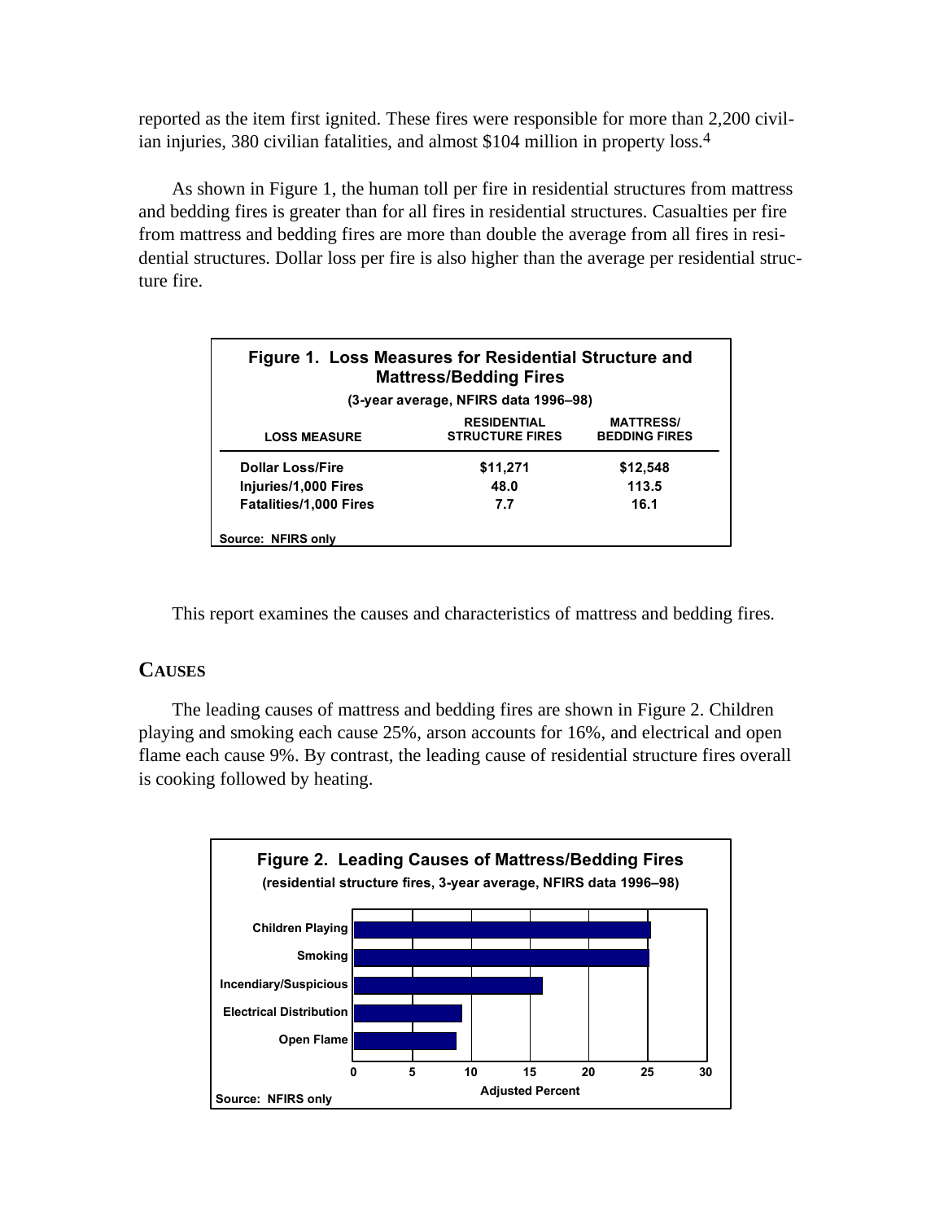reported as the item first ignited. These fires were responsible for more than 2,200 civilian injuries, 380 civilian fatalities, and almost $104 million in property loss.[4]

As shown in Figure 1, the human toll per fire in residential structures from mattress and bedding fires is greater than for all fires in residential structures. Casualties per fire from mattress and bedding fires are more than double the average from all fires in residential structures. Dollar loss per fire is also higher than the average per residential structure fire.

**Figure 1. Loss Measures for Residential Structure and Mattress/Bedding Fires**

**(3-year average, NFIRS data 1996–98)**

| LOSS MEASURE | RESIDENTIAL STRUCTURE FIRES | MATTRESS/ BEDDING FIRES |
|---|---|---|
| Dollar Loss/Fire | $11,271 | $12,548 |
| Injuries/1,000 Fires | 48.0 | 113.5 |
| Fatalities/1,000 Fires | 7.7 | 16.1 |

Source: NFIRS only

This report examines the causes and characteristics of mattress and bedding fires.

## CAUSES

The leading causes of mattress and bedding fires are shown in Figure 2. Children playing and smoking each cause 25%, arson accounts for 16%, and electrical and open flame each cause 9%. By contrast, the leading cause of residential structure fires overall is cooking followed by heating.

**Figure 2. Leading Causes of Mattress/Bedding Fires**

**(residential structure fires, 3-year average, NFIRS data 1996–98)**

Children Playing

Smoking

Incendiary/Suspicious

Electrical Distribution

Open Flame

0 5 10 15 20 25 30

Adjusted Percent

Source: NFIRS only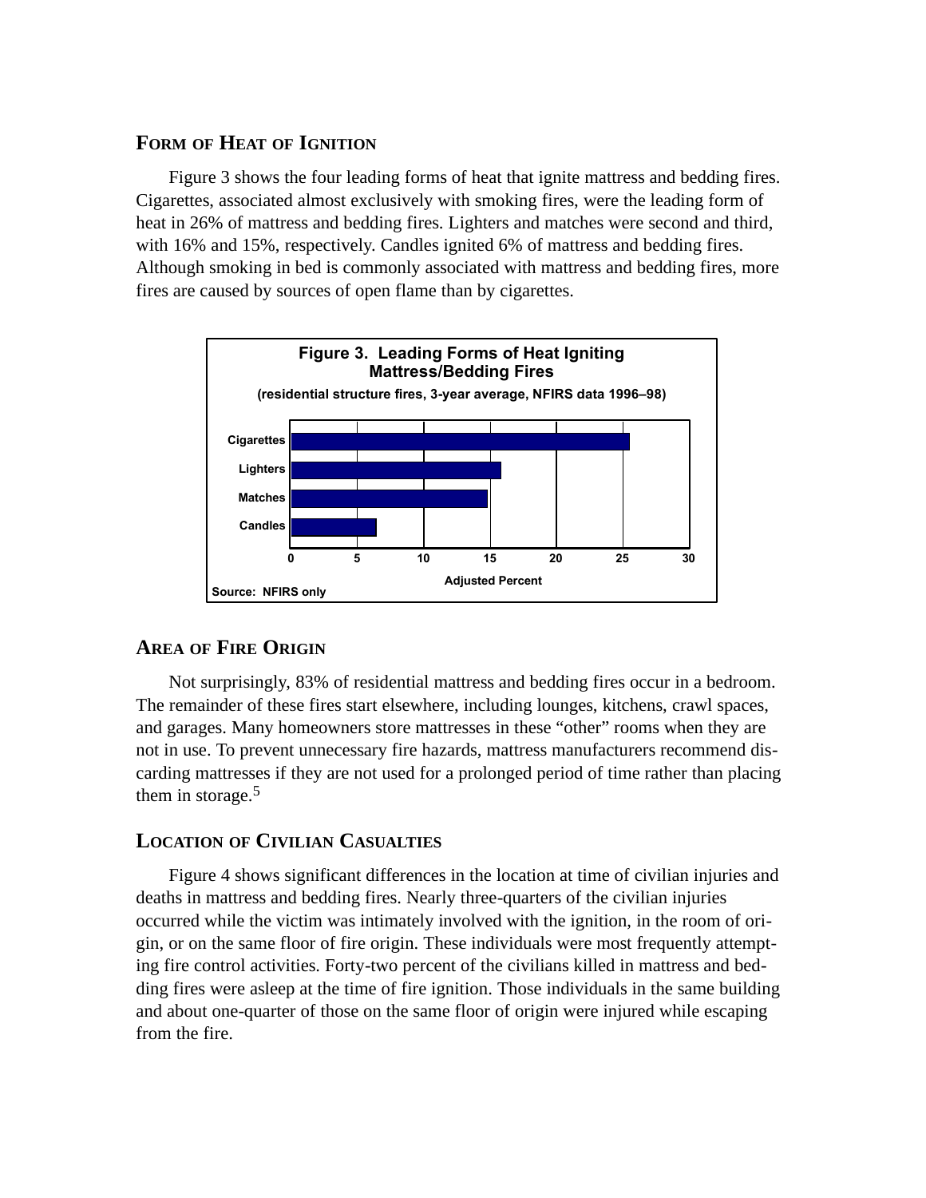## Form of Heat of Ignition

Figure 3 shows the four leading forms of heat that ignite mattress and bedding fires. Cigarettes, associated almost exclusively with smoking fires, were the leading form of heat in 26% of mattress and bedding fires. Lighters and matches were second and third, with 16% and 15%, respectively. Candles ignited 6% of mattress and bedding fires. Although smoking in bed is commonly associated with mattress and bedding fires, more fires are caused by sources of open flame than by cigarettes.

**Figure 3. Leading Forms of Heat Igniting Mattress/Bedding Fires**

**(residential structure fires, 3-year average, NFIRS data 1996–98)**

Cigarettes

Lighters

Matches

Candles

0 5 10 15 20 25 30

Adjusted Percent

Source: NFIRS only

## Area of Fire Origin

Not surprisingly, 83% of residential mattress and bedding fires occur in a bedroom. The remainder of these fires start elsewhere, including lounges, kitchens, crawl spaces, and garages. Many homeowners store mattresses in these "other" rooms when they are not in use. To prevent unnecessary fire hazards, mattress manufacturers recommend discarding mattresses if they are not used for a prolonged period of time rather than placing them in storage.[5]

## Location of Civilian Casualties

Figure 4 shows significant differences in the location at time of civilian injuries and deaths in mattress and bedding fires. Nearly three-quarters of the civilian injuries occurred while the victim was intimately involved with the ignition, in the room of origin, or on the same floor of fire origin. These individuals were most frequently attempting fire control activities. Forty-two percent of the civilians killed in mattress and bedding fires were asleep at the time of fire ignition. Those individuals in the same building and about one-quarter of those on the same floor of origin were injured while escaping from the fire.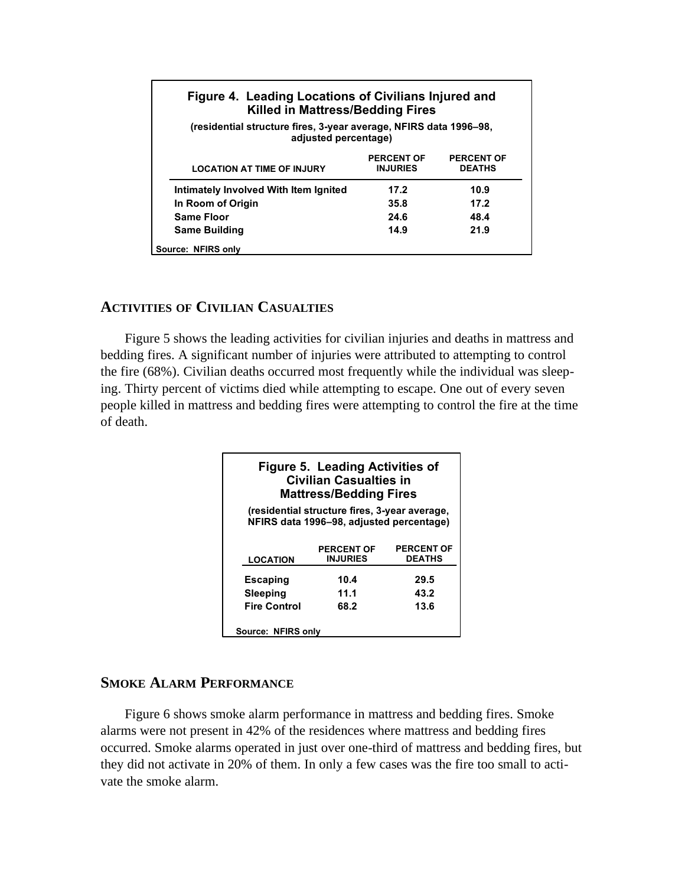**Figure 4. Leading Locations of Civilians Injured and Killed in Mattress/Bedding Fires**

(residential structure fires, 3-year average, NFIRS data 1996–98, adjusted percentage)

| LOCATION AT TIME OF INJURY | PERCENT OF INJURIES | PERCENT OF DEATHS |
|---|---|---|
| Intimately Involved With Item Ignited | 17.2 | 10.9 |
| In Room of Origin | 35.8 | 17.2 |
| Same Floor | 24.6 | 48.4 |
| Same Building | 14.9 | 21.9 |

Source: NFIRS only

## Activities of Civilian Casualties

Figure 5 shows the leading activities for civilian injuries and deaths in mattress and bedding fires. A significant number of injuries were attributed to attempting to control the fire (68%). Civilian deaths occurred most frequently while the individual was sleeping. Thirty percent of victims died while attempting to escape. One out of every seven people killed in mattress and bedding fires were attempting to control the fire at the time of death.

**Figure 5. Leading Activities of Civilian Casualties in Mattress/Bedding Fires**

(residential structure fires, 3-year average, NFIRS data 1996–98, adjusted percentage)

| LOCATION | PERCENT OF INJURIES | PERCENT OF DEATHS |
|---|---|---|
| Escaping | 10.4 | 29.5 |
| Sleeping | 11.1 | 43.2 |
| Fire Control | 68.2 | 13.6 |

Source: NFIRS only

## Smoke Alarm Performance

Figure 6 shows smoke alarm performance in mattress and bedding fires. Smoke alarms were not present in 42% of the residences where mattress and bedding fires occurred. Smoke alarms operated in just over one-third of mattress and bedding fires, but they did not activate in 20% of them. In only a few cases was the fire too small to activate the smoke alarm.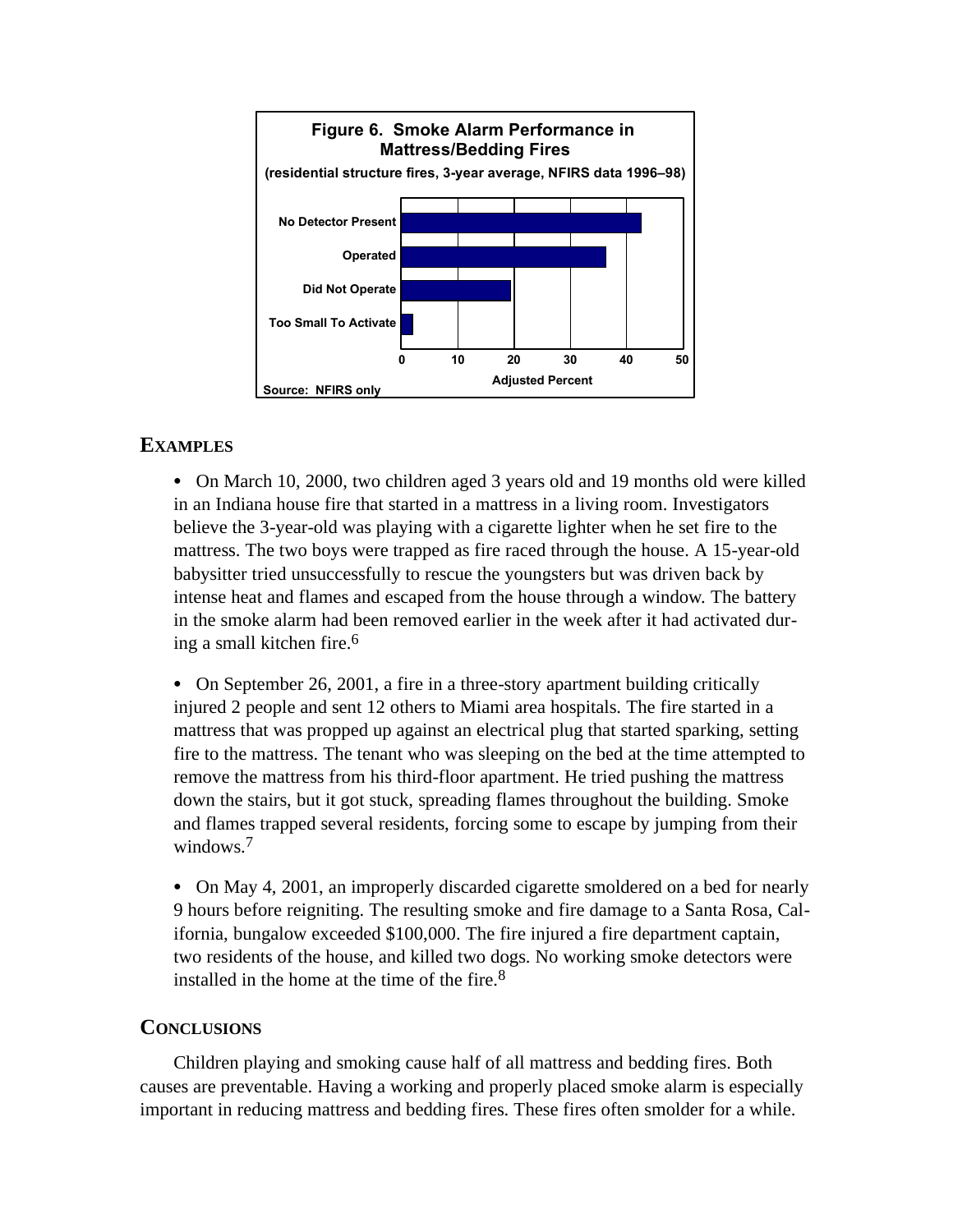**Figure 6. Smoke Alarm Performance in Mattress/Bedding Fires**

**(residential structure fires, 3-year average, NFIRS data 1996–98)**

No Detector Present

Operated

Did Not Operate

Too Small To Activate

0 10 20 30 40 50

Adjusted Percent

Source: NFIRS only

## EXAMPLES

- On March 10, 2000, two children aged 3 years old and 19 months old were killed in an Indiana house fire that started in a mattress in a living room. Investigators believe the 3-year-old was playing with a cigarette lighter when he set fire to the mattress. The two boys were trapped as fire raced through the house. A 15-year-old babysitter tried unsuccessfully to rescue the youngsters but was driven back by intense heat and flames and escaped from the house through a window. The battery in the smoke alarm had been removed earlier in the week after it had activated during a small kitchen fire.[6]

- On September 26, 2001, a fire in a three-story apartment building critically injured 2 people and sent 12 others to Miami area hospitals. The fire started in a mattress that was propped up against an electrical plug that started sparking, setting fire to the mattress. The tenant who was sleeping on the bed at the time attempted to remove the mattress from his third-floor apartment. He tried pushing the mattress down the stairs, but it got stuck, spreading flames throughout the building. Smoke and flames trapped several residents, forcing some to escape by jumping from their windows.[7]

- On May 4, 2001, an improperly discarded cigarette smoldered on a bed for nearly 9 hours before reigniting. The resulting smoke and fire damage to a Santa Rosa, California, bungalow exceeded $100,000. The fire injured a fire department captain, two residents of the house, and killed two dogs. No working smoke detectors were installed in the home at the time of the fire.[8]

## CONCLUSIONS

Children playing and smoking cause half of all mattress and bedding fires. Both causes are preventable. Having a working and properly placed smoke alarm is especially important in reducing mattress and bedding fires. These fires often smolder for a while.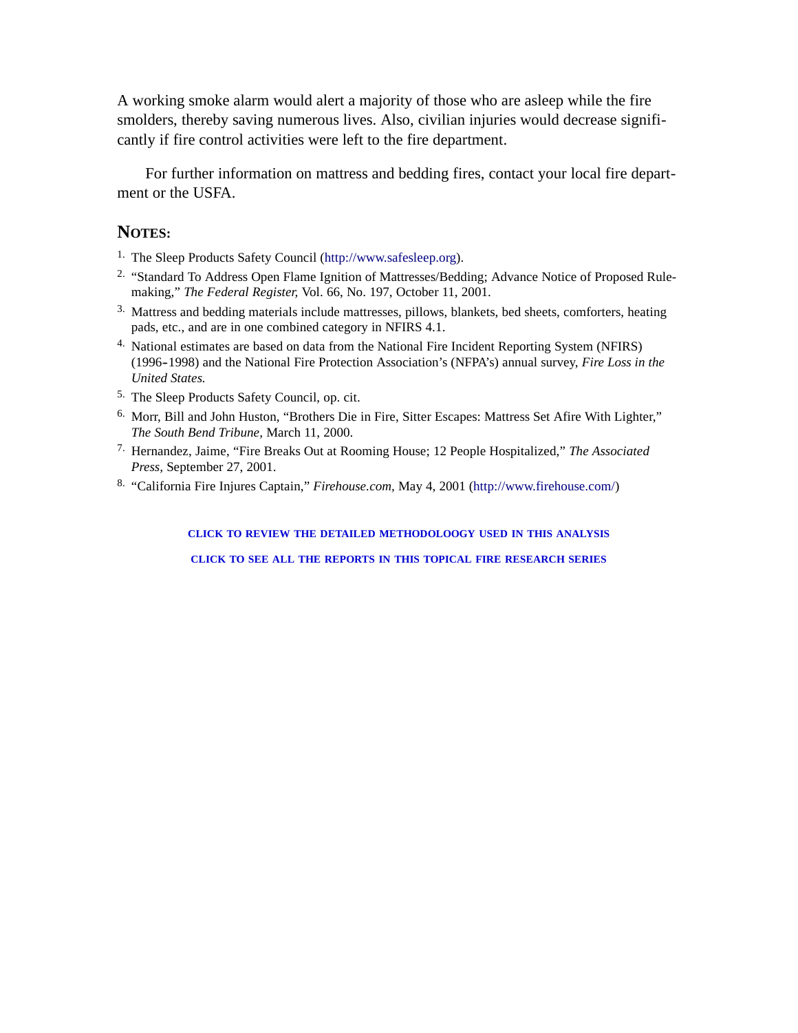A working smoke alarm would alert a majority of those who are asleep while the fire smolders, thereby saving numerous lives. Also, civilian injuries would decrease significantly if fire control activities were left to the fire department.

For further information on mattress and bedding fires, contact your local fire department or the USFA.

## NOTES:

1. The Sleep Products Safety Council (http://www.safesleep.org).
2. "Standard To Address Open Flame Ignition of Mattresses/Bedding; Advance Notice of Proposed Rulemaking," *The Federal Register,* Vol. 66, No. 197, October 11, 2001.
3. Mattress and bedding materials include mattresses, pillows, blankets, bed sheets, comforters, heating pads, etc., and are in one combined category in NFIRS 4.1.
4. National estimates are based on data from the National Fire Incident Reporting System (NFIRS) (1996-1998) and the National Fire Protection Association's (NFPA's) annual survey, *Fire Loss in the United States.*
5. The Sleep Products Safety Council, op. cit.
6. Morr, Bill and John Huston, "Brothers Die in Fire, Sitter Escapes: Mattress Set Afire With Lighter," *The South Bend Tribune,* March 11, 2000.
7. Hernandez, Jaime, "Fire Breaks Out at Rooming House; 12 People Hospitalized," *The Associated Press,* September 27, 2001.
8. "California Fire Injures Captain," *Firehouse.com,* May 4, 2001 (http://www.firehouse.com/)

**CLICK TO REVIEW THE DETAILED METHODOLOOGY USED IN THIS ANALYSIS**

**CLICK TO SEE ALL THE REPORTS IN THIS TOPICAL FIRE RESEARCH SERIES**